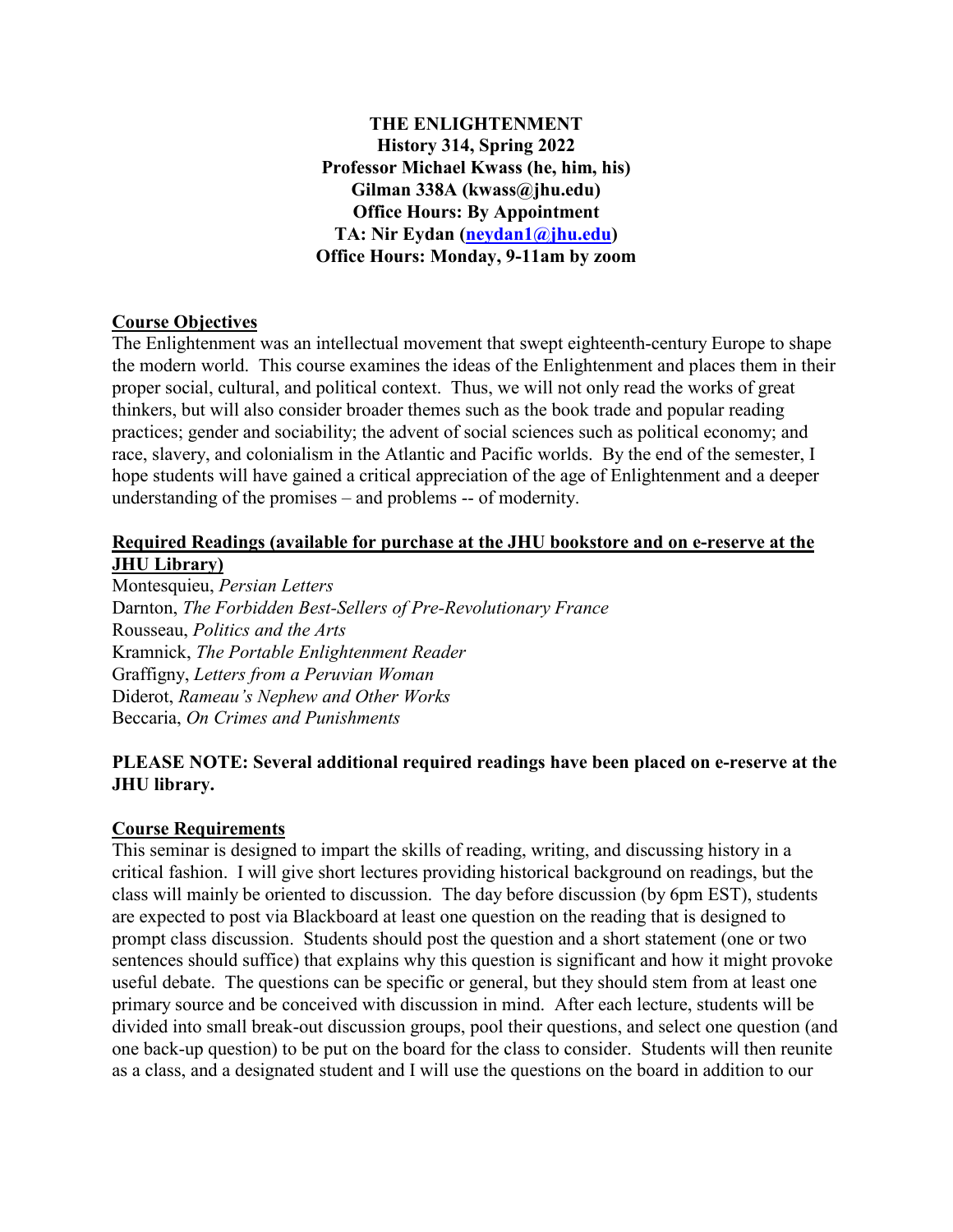**THE ENLIGHTENMENT**
**History 314, Spring 2022**
**Professor Michael Kwass (he, him, his)**
**Gilman 338A (kwass@jhu.edu)**
**Office Hours: By Appointment**
**TA: Nir Eydan (neydan1@jhu.edu)**
**Office Hours: Monday, 9-11am by zoom**

## Course Objectives

The Enlightenment was an intellectual movement that swept eighteenth-century Europe to shape the modern world. This course examines the ideas of the Enlightenment and places them in their proper social, cultural, and political context. Thus, we will not only read the works of great thinkers, but will also consider broader themes such as the book trade and popular reading practices; gender and sociability; the advent of social sciences such as political economy; and race, slavery, and colonialism in the Atlantic and Pacific worlds. By the end of the semester, I hope students will have gained a critical appreciation of the age of Enlightenment and a deeper understanding of the promises – and problems -- of modernity.

## Required Readings (available for purchase at the JHU bookstore and on e-reserve at the JHU Library)

Montesquieu, *Persian Letters*
Darnton, *The Forbidden Best-Sellers of Pre-Revolutionary France*
Rousseau, *Politics and the Arts*
Kramnick, *The Portable Enlightenment Reader*
Graffigny, *Letters from a Peruvian Woman*
Diderot, *Rameau's Nephew and Other Works*
Beccaria, *On Crimes and Punishments*

**PLEASE NOTE: Several additional required readings have been placed on e-reserve at the JHU library.**

## Course Requirements

This seminar is designed to impart the skills of reading, writing, and discussing history in a critical fashion. I will give short lectures providing historical background on readings, but the class will mainly be oriented to discussion. The day before discussion (by 6pm EST), students are expected to post via Blackboard at least one question on the reading that is designed to prompt class discussion. Students should post the question and a short statement (one or two sentences should suffice) that explains why this question is significant and how it might provoke useful debate. The questions can be specific or general, but they should stem from at least one primary source and be conceived with discussion in mind. After each lecture, students will be divided into small break-out discussion groups, pool their questions, and select one question (and one back-up question) to be put on the board for the class to consider. Students will then reunite as a class, and a designated student and I will use the questions on the board in addition to our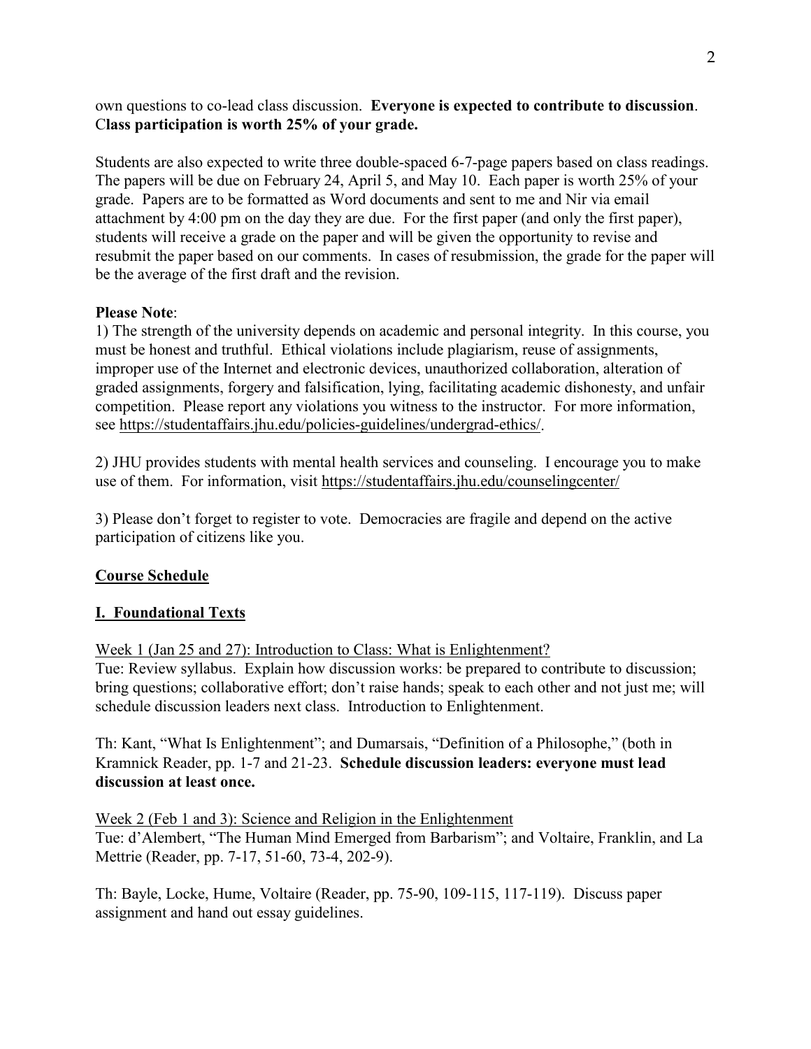own questions to co-lead class discussion. **Everyone is expected to contribute to discussion**. C**lass participation is worth 25% of your grade.**

Students are also expected to write three double-spaced 6-7-page papers based on class readings. The papers will be due on February 24, April 5, and May 10. Each paper is worth 25% of your grade. Papers are to be formatted as Word documents and sent to me and Nir via email attachment by 4:00 pm on the day they are due. For the first paper (and only the first paper), students will receive a grade on the paper and will be given the opportunity to revise and resubmit the paper based on our comments. In cases of resubmission, the grade for the paper will be the average of the first draft and the revision.

**Please Note**:
1) The strength of the university depends on academic and personal integrity. In this course, you must be honest and truthful. Ethical violations include plagiarism, reuse of assignments, improper use of the Internet and electronic devices, unauthorized collaboration, alteration of graded assignments, forgery and falsification, lying, facilitating academic dishonesty, and unfair competition. Please report any violations you witness to the instructor. For more information, see https://studentaffairs.jhu.edu/policies-guidelines/undergrad-ethics/.

2) JHU provides students with mental health services and counseling. I encourage you to make use of them. For information, visit https://studentaffairs.jhu.edu/counselingcenter/

3) Please don't forget to register to vote. Democracies are fragile and depend on the active participation of citizens like you.

## Course Schedule

## I. Foundational Texts

Week 1 (Jan 25 and 27): Introduction to Class: What is Enlightenment?
Tue: Review syllabus. Explain how discussion works: be prepared to contribute to discussion; bring questions; collaborative effort; don't raise hands; speak to each other and not just me; will schedule discussion leaders next class. Introduction to Enlightenment.

Th: Kant, "What Is Enlightenment"; and Dumarsais, "Definition of a Philosophe," (both in Kramnick Reader, pp. 1-7 and 21-23. **Schedule discussion leaders: everyone must lead discussion at least once.**

Week 2 (Feb 1 and 3): Science and Religion in the Enlightenment
Tue: d'Alembert, "The Human Mind Emerged from Barbarism"; and Voltaire, Franklin, and La Mettrie (Reader, pp. 7-17, 51-60, 73-4, 202-9).

Th: Bayle, Locke, Hume, Voltaire (Reader, pp. 75-90, 109-115, 117-119). Discuss paper assignment and hand out essay guidelines.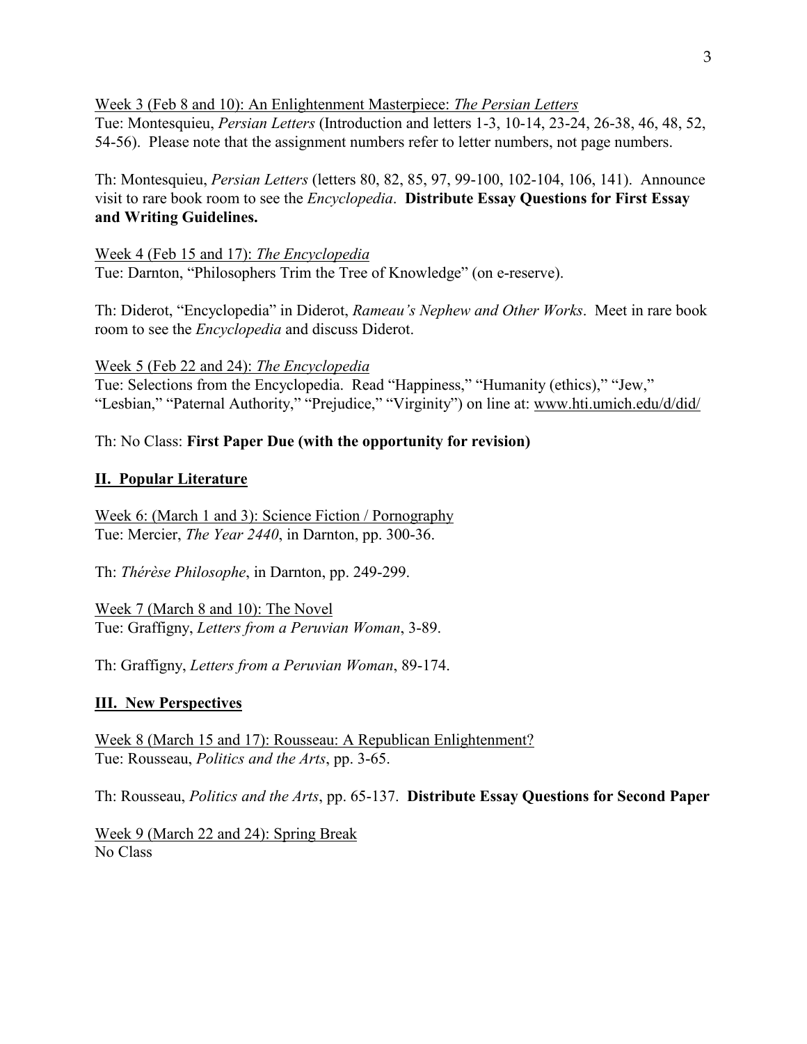Week 3 (Feb 8 and 10): An Enlightenment Masterpiece: *The Persian Letters*
Tue: Montesquieu, *Persian Letters* (Introduction and letters 1-3, 10-14, 23-24, 26-38, 46, 48, 52, 54-56). Please note that the assignment numbers refer to letter numbers, not page numbers.

Th: Montesquieu, *Persian Letters* (letters 80, 82, 85, 97, 99-100, 102-104, 106, 141). Announce visit to rare book room to see the *Encyclopedia*. **Distribute Essay Questions for First Essay and Writing Guidelines.**

Week 4 (Feb 15 and 17): *The Encyclopedia*
Tue: Darnton, "Philosophers Trim the Tree of Knowledge" (on e-reserve).

Th: Diderot, "Encyclopedia" in Diderot, *Rameau's Nephew and Other Works*. Meet in rare book room to see the *Encyclopedia* and discuss Diderot.

Week 5 (Feb 22 and 24): *The Encyclopedia*
Tue: Selections from the Encyclopedia. Read "Happiness," "Humanity (ethics)," "Jew," "Lesbian," "Paternal Authority," "Prejudice," "Virginity") on line at: www.hti.umich.edu/d/did/

Th: No Class: **First Paper Due (with the opportunity for revision)**

## II. Popular Literature

Week 6: (March 1 and 3): Science Fiction / Pornography
Tue: Mercier, *The Year 2440*, in Darnton, pp. 300-36.

Th: *Thérèse Philosophe*, in Darnton, pp. 249-299.

Week 7 (March 8 and 10): The Novel
Tue: Graffigny, *Letters from a Peruvian Woman*, 3-89.

Th: Graffigny, *Letters from a Peruvian Woman*, 89-174.

## III. New Perspectives

Week 8 (March 15 and 17): Rousseau: A Republican Enlightenment?
Tue: Rousseau, *Politics and the Arts*, pp. 3-65.

Th: Rousseau, *Politics and the Arts*, pp. 65-137. **Distribute Essay Questions for Second Paper**

Week 9 (March 22 and 24): Spring Break
No Class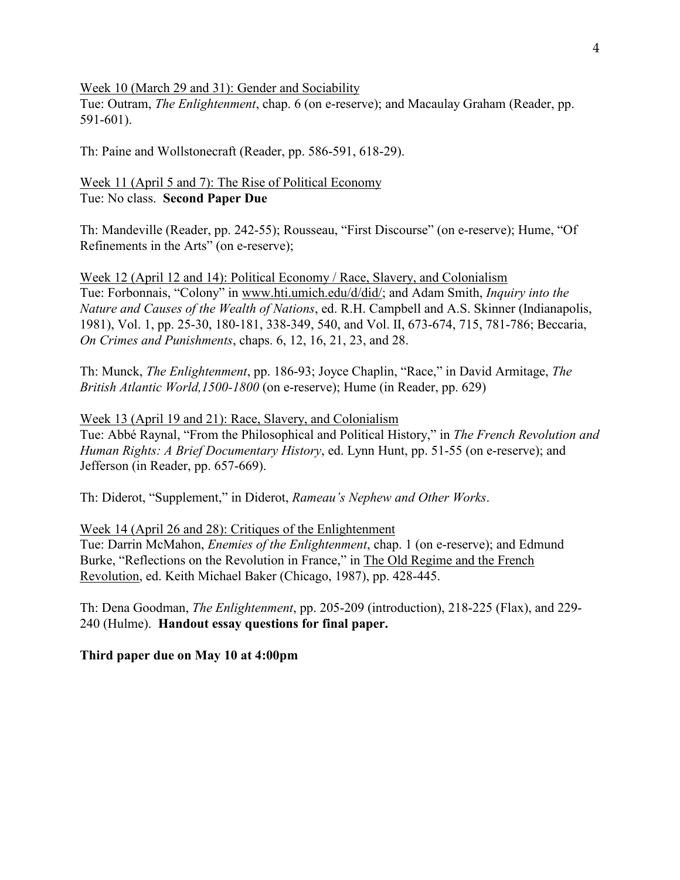Week 10 (March 29 and 31): Gender and Sociability

Tue: Outram, *The Enlightenment*, chap. 6 (on e-reserve); and Macaulay Graham (Reader, pp. 591-601).

Th: Paine and Wollstonecraft (Reader, pp. 586-591, 618-29).

Week 11 (April 5 and 7): The Rise of Political Economy

Tue: No class. **Second Paper Due**

Th: Mandeville (Reader, pp. 242-55); Rousseau, "First Discourse" (on e-reserve); Hume, "Of Refinements in the Arts" (on e-reserve);

Week 12 (April 12 and 14): Political Economy / Race, Slavery, and Colonialism

Tue: Forbonnais, "Colony" in www.hti.umich.edu/d/did/; and Adam Smith, *Inquiry into the Nature and Causes of the Wealth of Nations*, ed. R.H. Campbell and A.S. Skinner (Indianapolis, 1981), Vol. 1, pp. 25-30, 180-181, 338-349, 540, and Vol. II, 673-674, 715, 781-786; Beccaria, *On Crimes and Punishments*, chaps. 6, 12, 16, 21, 23, and 28.

Th: Munck, *The Enlightenment*, pp. 186-93; Joyce Chaplin, "Race," in David Armitage, *The British Atlantic World,1500-1800* (on e-reserve); Hume (in Reader, pp. 629)

Week 13 (April 19 and 21): Race, Slavery, and Colonialism

Tue: Abbé Raynal, "From the Philosophical and Political History," in *The French Revolution and Human Rights: A Brief Documentary History*, ed. Lynn Hunt, pp. 51-55 (on e-reserve); and Jefferson (in Reader, pp. 657-669).

Th: Diderot, "Supplement," in Diderot, *Rameau's Nephew and Other Works*.

Week 14 (April 26 and 28): Critiques of the Enlightenment

Tue: Darrin McMahon, *Enemies of the Enlightenment*, chap. 1 (on e-reserve); and Edmund Burke, "Reflections on the Revolution in France," in The Old Regime and the French Revolution, ed. Keith Michael Baker (Chicago, 1987), pp. 428-445.

Th: Dena Goodman, *The Enlightenment*, pp. 205-209 (introduction), 218-225 (Flax), and 229-240 (Hulme). **Handout essay questions for final paper.**

**Third paper due on May 10 at 4:00pm**